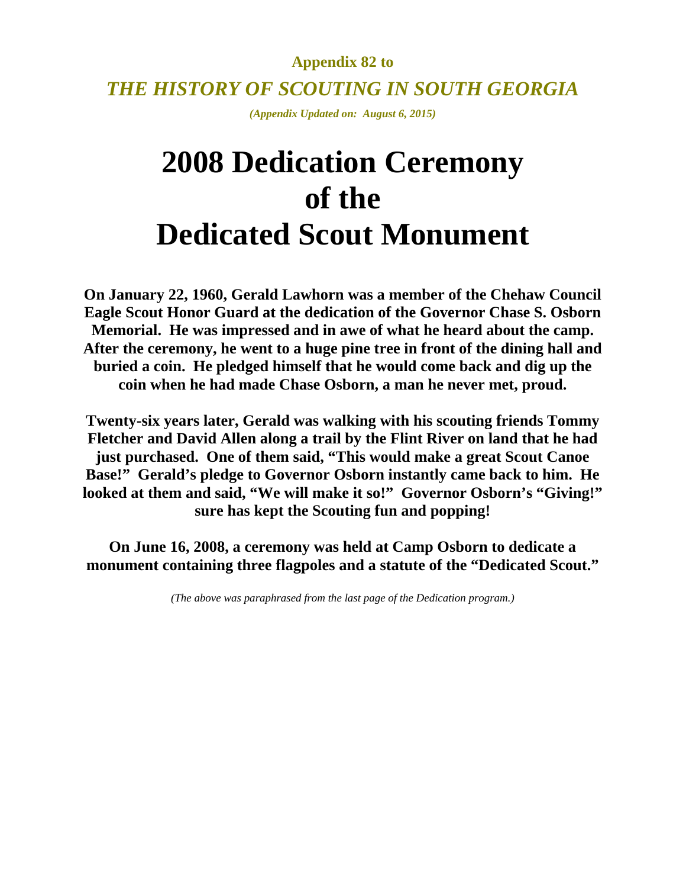**Appendix 82 to**

***THE HISTORY OF SCOUTING IN SOUTH GEORGIA***

***(Appendix Updated on: August 6, 2015)***

# 2008 Dedication Ceremony of the Dedicated Scout Monument

**On January 22, 1960, Gerald Lawhorn was a member of the Chehaw Council Eagle Scout Honor Guard at the dedication of the Governor Chase S. Osborn Memorial. He was impressed and in awe of what he heard about the camp. After the ceremony, he went to a huge pine tree in front of the dining hall and buried a coin. He pledged himself that he would come back and dig up the coin when he had made Chase Osborn, a man he never met, proud.**

**Twenty-six years later, Gerald was walking with his scouting friends Tommy Fletcher and David Allen along a trail by the Flint River on land that he had just purchased. One of them said, "This would make a great Scout Canoe Base!" Gerald's pledge to Governor Osborn instantly came back to him. He looked at them and said, "We will make it so!" Governor Osborn's "Giving!" sure has kept the Scouting fun and popping!**

**On June 16, 2008, a ceremony was held at Camp Osborn to dedicate a monument containing three flagpoles and a statute of the "Dedicated Scout."**

*(The above was paraphrased from the last page of the Dedication program.)*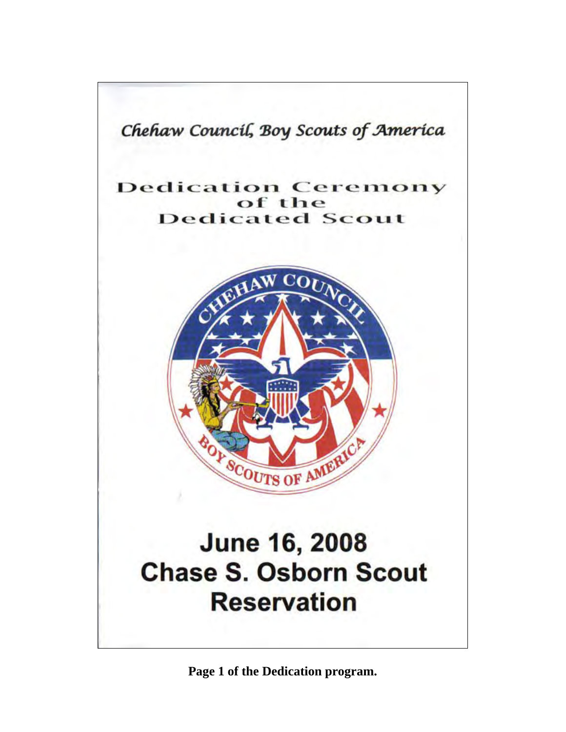Chehaw Council, Boy Scouts of America

# Dedication Ceremony of the Dedicated Scout

CHEHAW COUNCIL

BOY SCOUTS OF AMERICA

## June 16, 2008
## Chase S. Osborn Scout Reservation

**Page 1 of the Dedication program.**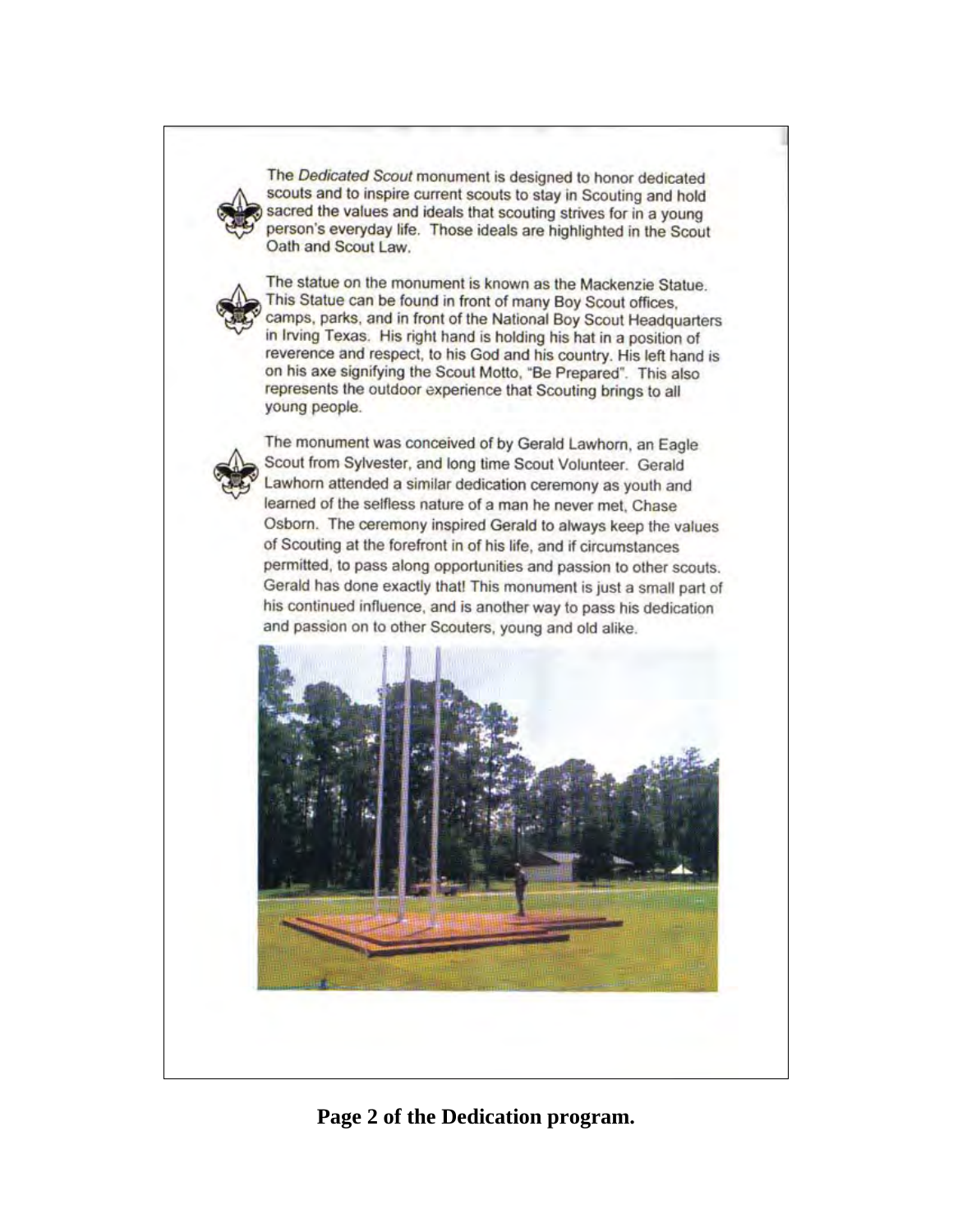The *Dedicated Scout* monument is designed to honor dedicated scouts and to inspire current scouts to stay in Scouting and hold sacred the values and ideals that scouting strives for in a young person's everyday life. Those ideals are highlighted in the Scout Oath and Scout Law.

The statue on the monument is known as the Mackenzie Statue. This Statue can be found in front of many Boy Scout offices, camps, parks, and in front of the National Boy Scout Headquarters in Irving Texas. His right hand is holding his hat in a position of reverence and respect, to his God and his country. His left hand is on his axe signifying the Scout Motto, "Be Prepared". This also represents the outdoor experience that Scouting brings to all young people.

The monument was conceived of by Gerald Lawhorn, an Eagle Scout from Sylvester, and long time Scout Volunteer. Gerald Lawhorn attended a similar dedication ceremony as youth and learned of the selfless nature of a man he never met, Chase Osborn. The ceremony inspired Gerald to always keep the values of Scouting at the forefront in of his life, and if circumstances permitted, to pass along opportunities and passion to other scouts. Gerald has done exactly that! This monument is just a small part of his continued influence, and is another way to pass his dedication and passion on to other Scouters, young and old alike.

**Page 2 of the Dedication program.**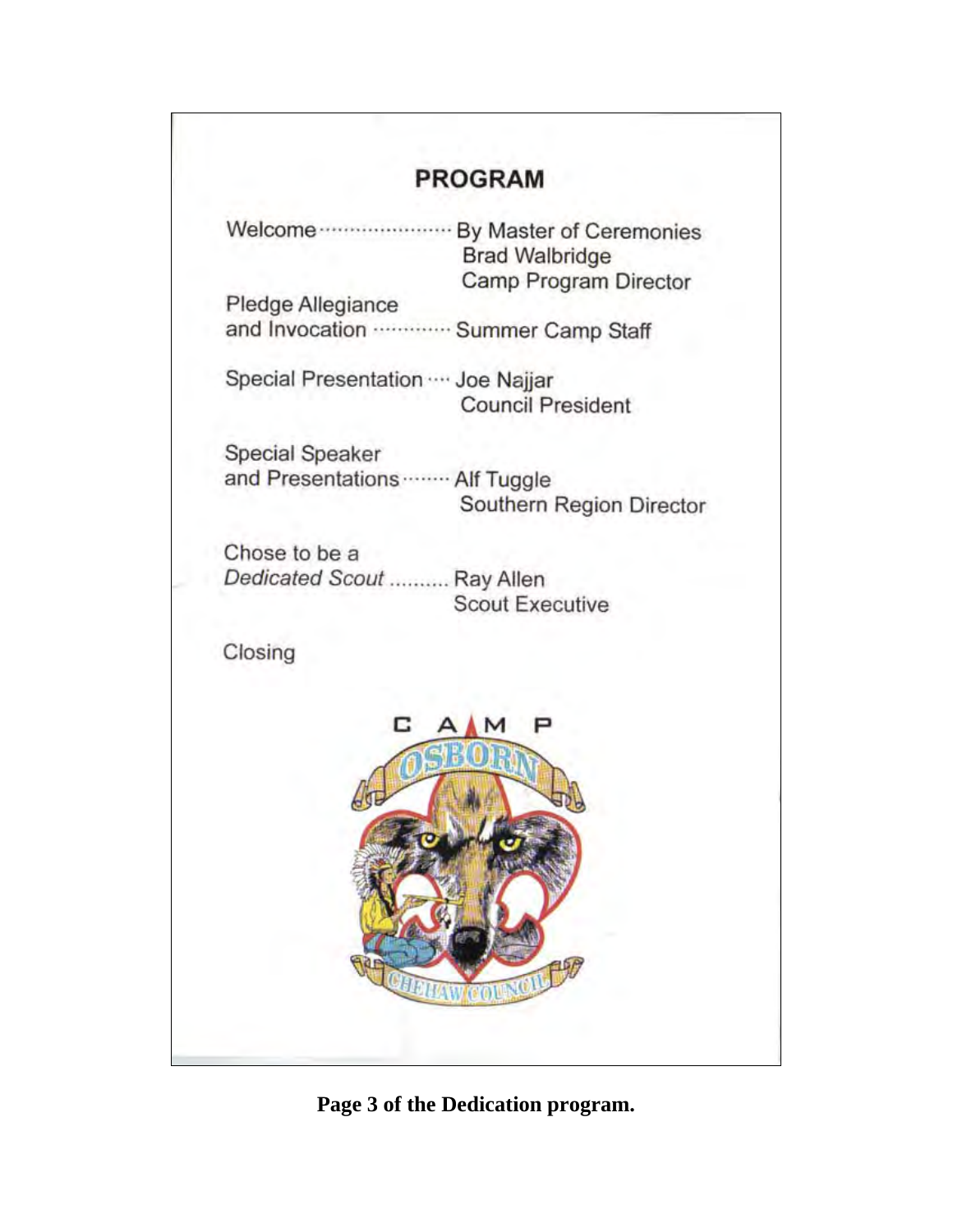## PROGRAM

Welcome ...................... By Master of Ceremonies
Brad Walbridge
Camp Program Director

Pledge Allegiance
and Invocation ............. Summer Camp Staff

Special Presentation .... Joe Najjar
Council President

Special Speaker
and Presentations ........ Alf Tuggle
Southern Region Director

Chose to be a
*Dedicated Scout* .......... Ray Allen
Scout Executive

Closing

CAMP OSBORN

CHEHAW COUNCIL

**Page 3 of the Dedication program.**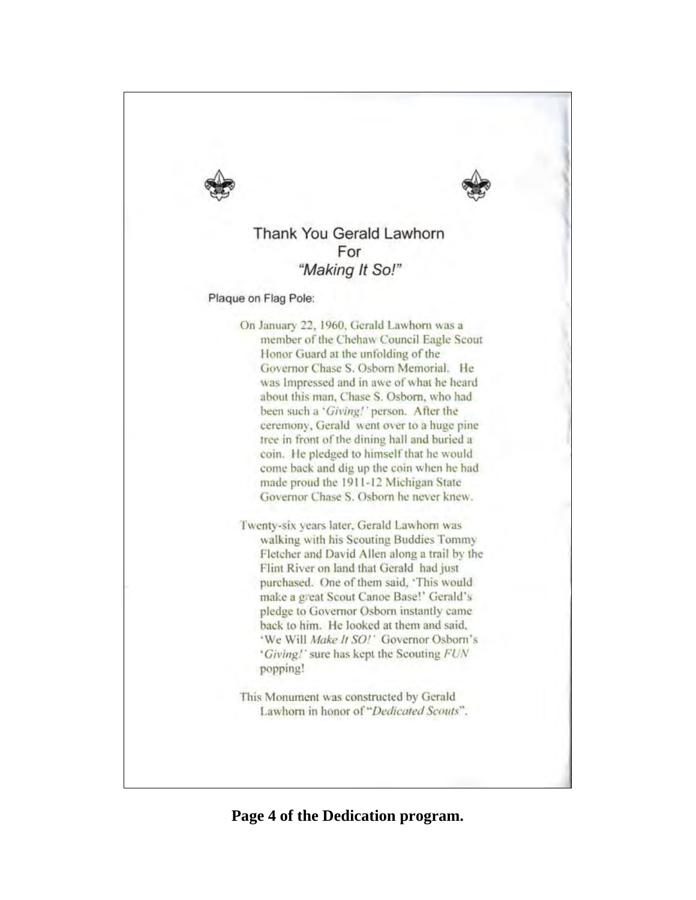## Thank You Gerald Lawhorn
## For
## *"Making It So!"*

Plaque on Flag Pole:

On January 22, 1960, Gerald Lawhorn was a member of the Chehaw Council Eagle Scout Honor Guard at the unfolding of the Governor Chase S. Osborn Memorial. He was Impressed and in awe of what he heard about this man, Chase S. Osborn, who had been such a '*Giving!*' person. After the ceremony, Gerald went over to a huge pine tree in front of the dining hall and buried a coin. He pledged to himself that he would come back and dig up the coin when he had made proud the 1911-12 Michigan State Governor Chase S. Osborn he never knew.

Twenty-six years later, Gerald Lawhorn was walking with his Scouting Buddies Tommy Fletcher and David Allen along a trail by the Flint River on land that Gerald had just purchased. One of them said, 'This would make a great Scout Canoe Base!' Gerald's pledge to Governor Osborn instantly came back to him. He looked at them and said, 'We Will *Make It SO!*' Governor Osborn's '*Giving!*' sure has kept the Scouting *FUN* popping!

This Monument was constructed by Gerald Lawhorn in honor of "*Dedicated Scouts*".

**Page 4 of the Dedication program.**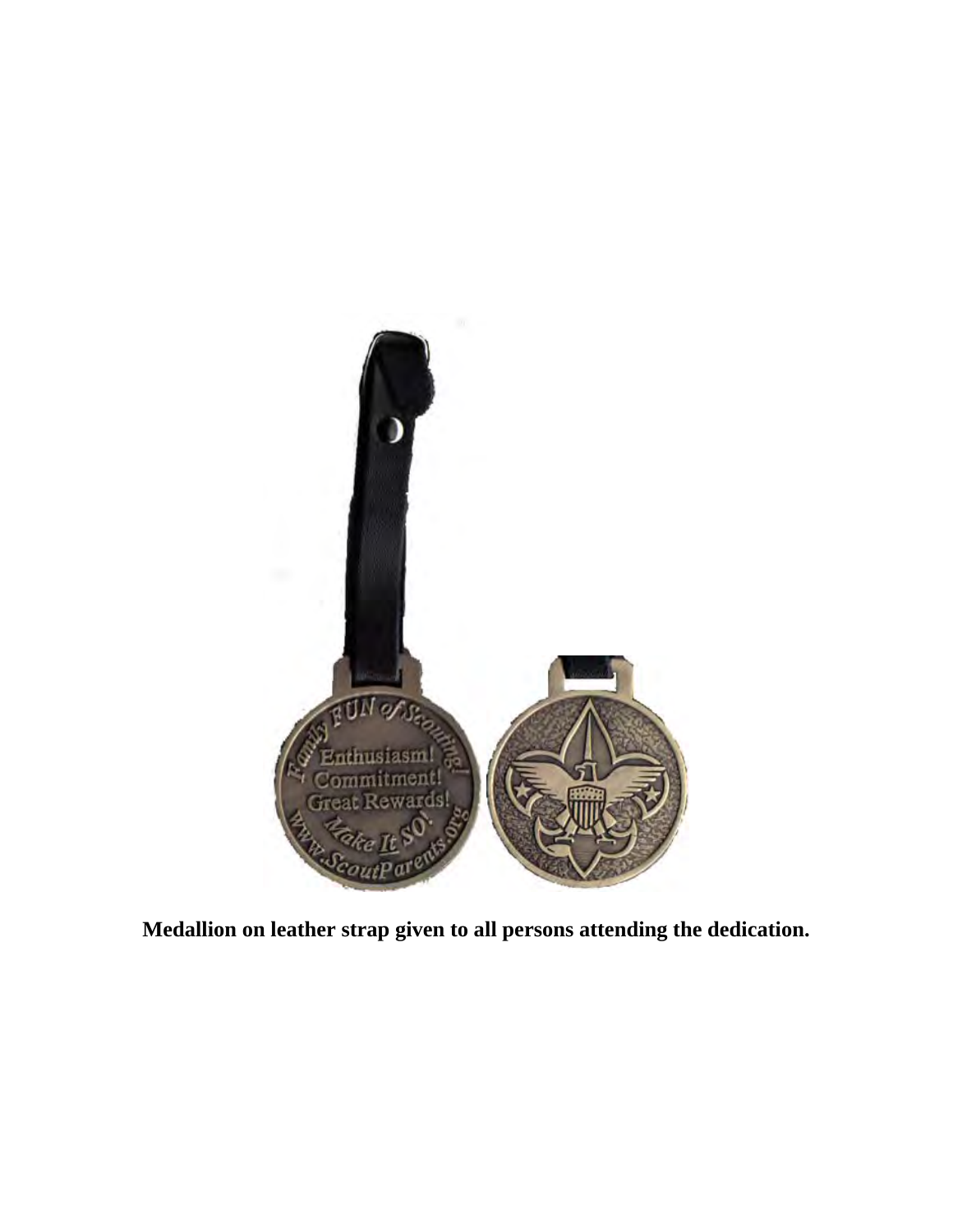**Medallion on leather strap given to all persons attending the dedication.**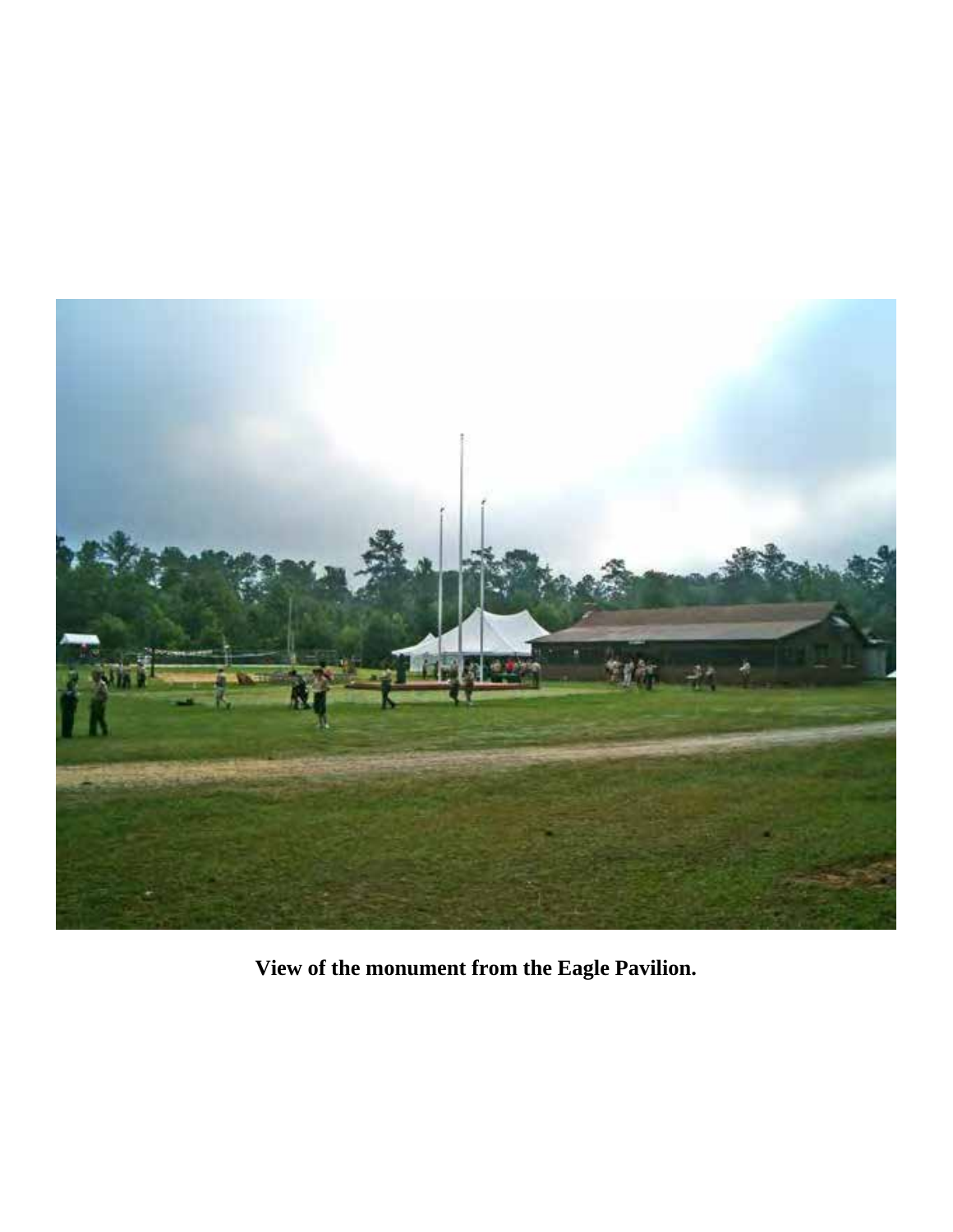**View of the monument from the Eagle Pavilion.**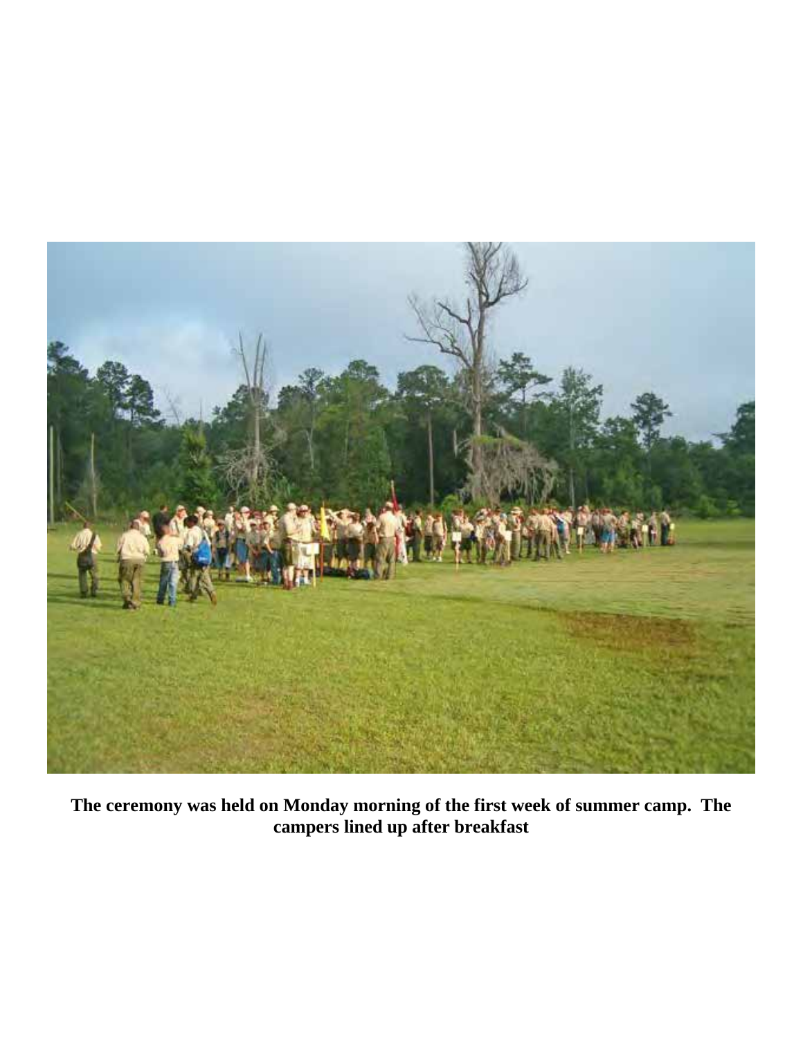**The ceremony was held on Monday morning of the first week of summer camp. The campers lined up after breakfast**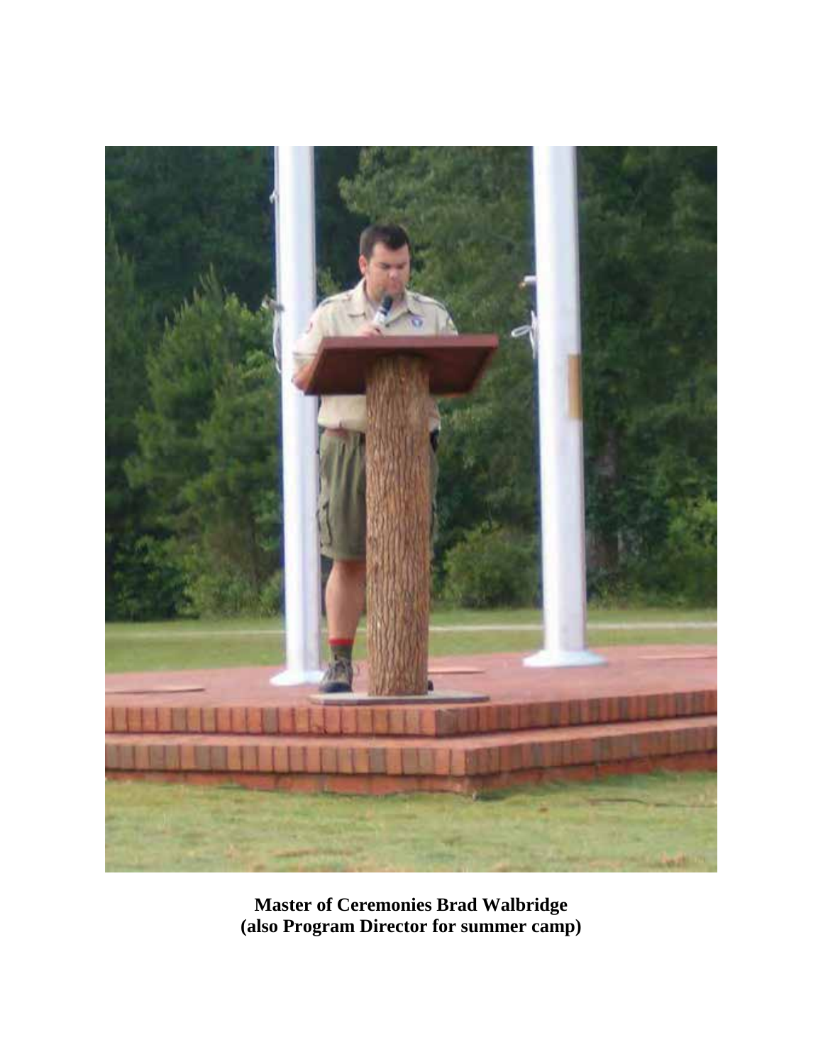**Master of Ceremonies Brad Walbridge**
**(also Program Director for summer camp)**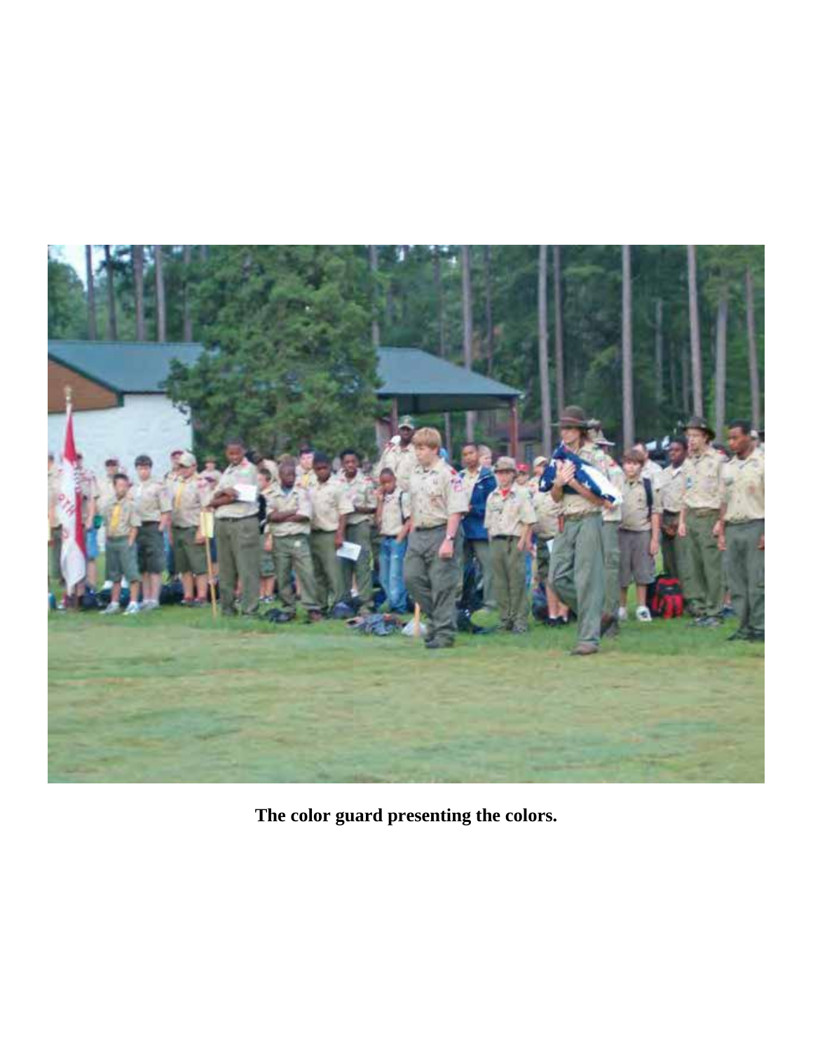**The color guard presenting the colors.**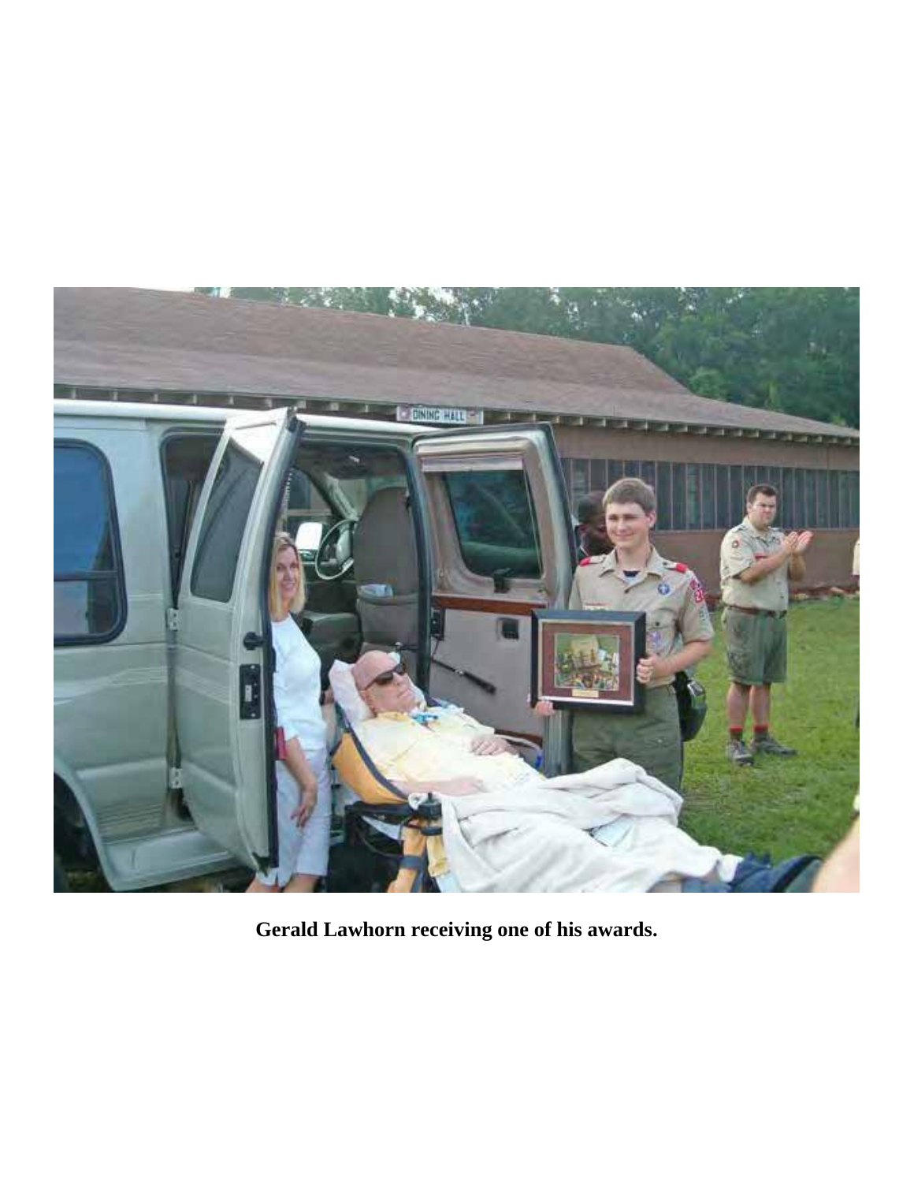**Gerald Lawhorn receiving one of his awards.**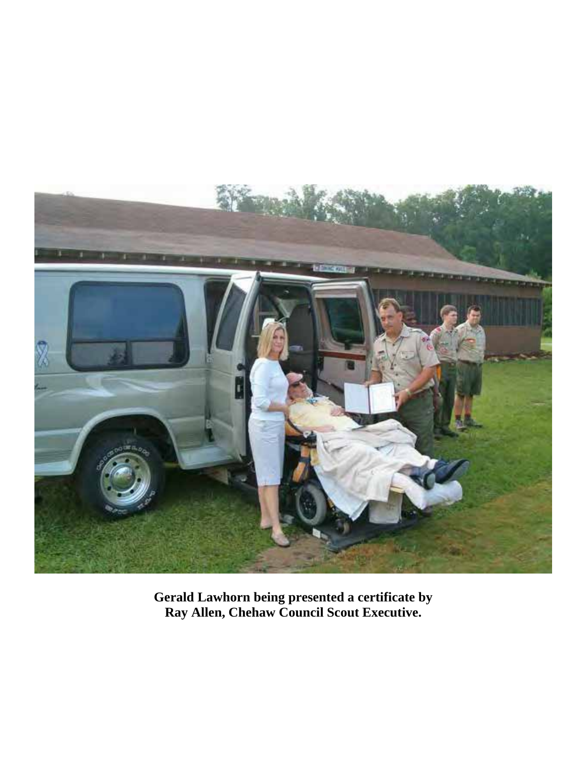**Gerald Lawhorn being presented a certificate by Ray Allen, Chehaw Council Scout Executive.**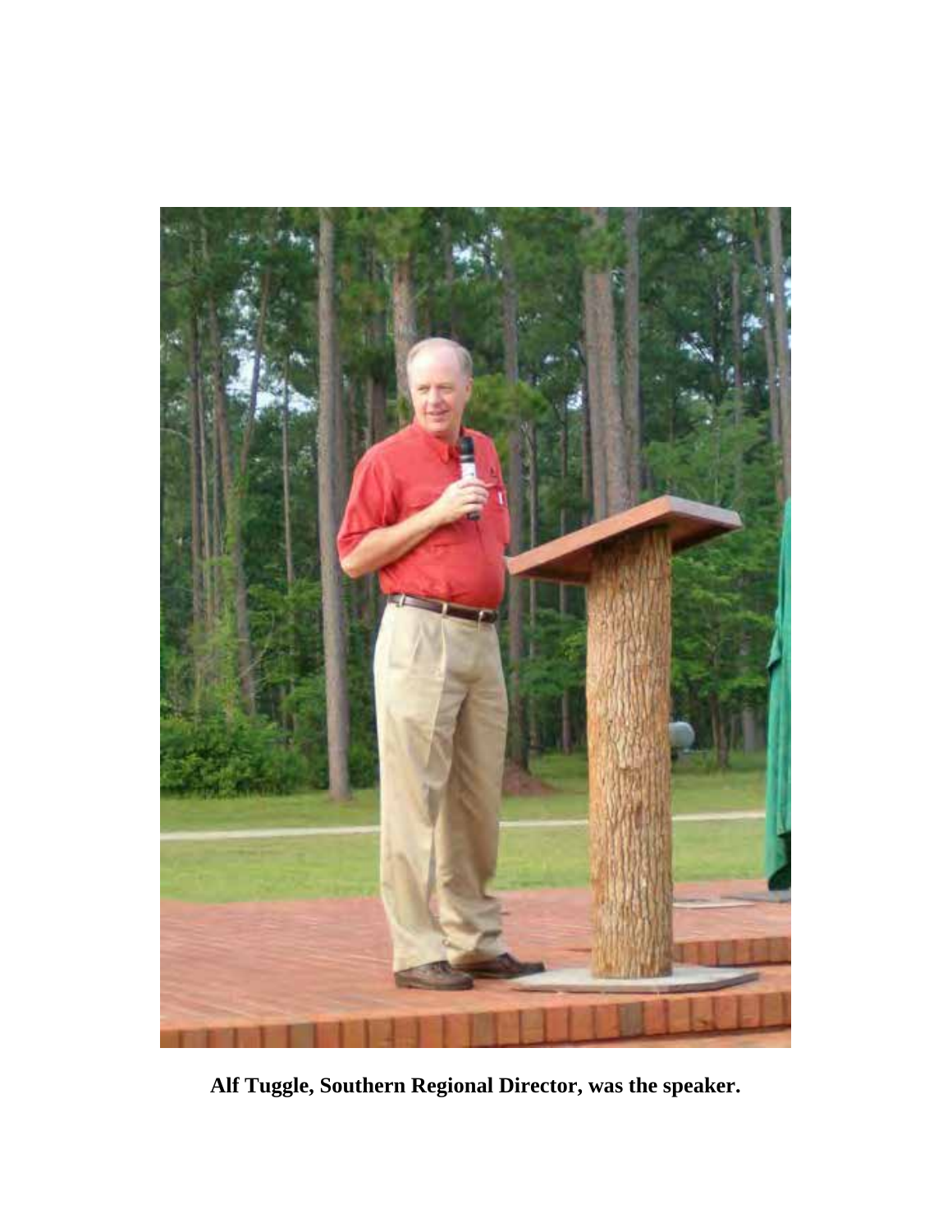**Alf Tuggle, Southern Regional Director, was the speaker.**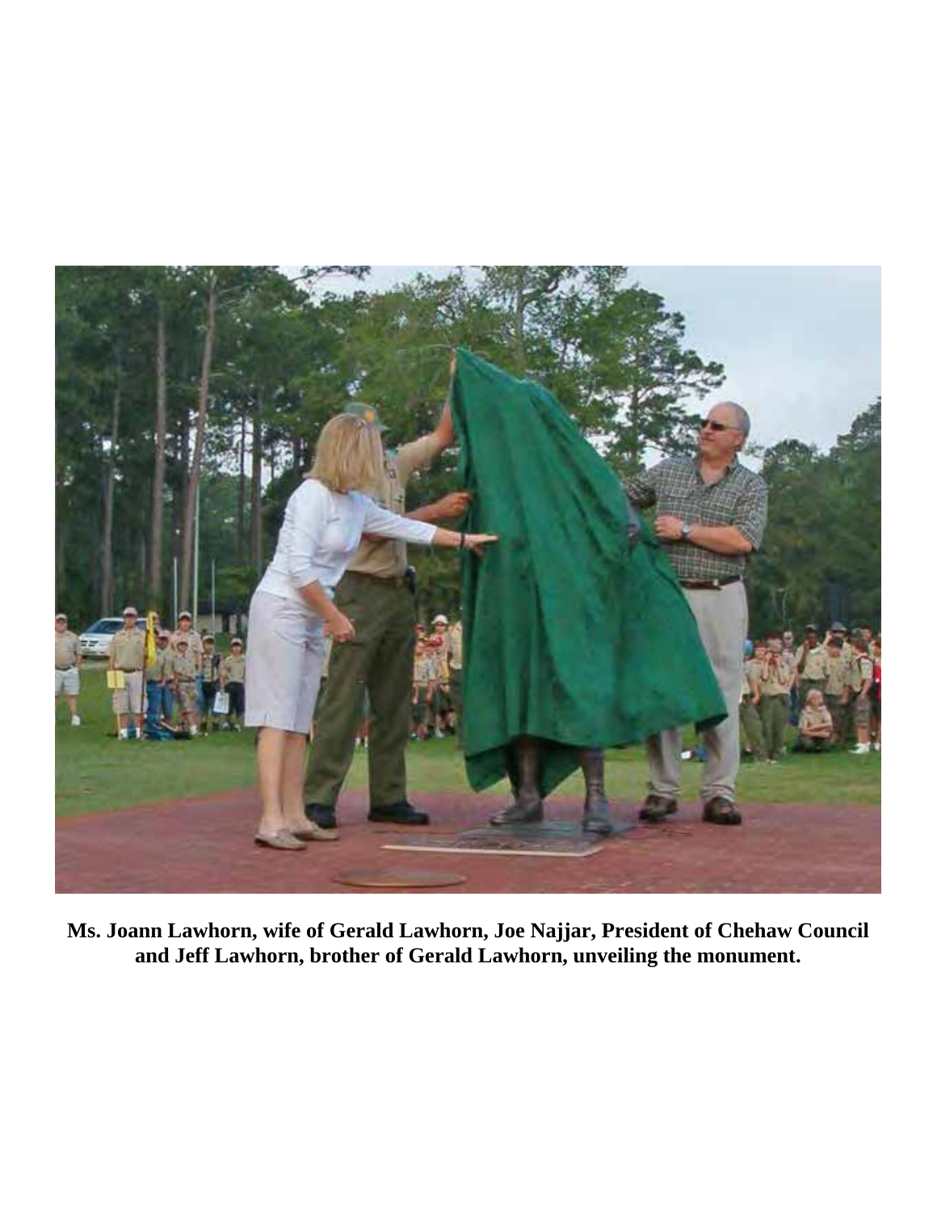**Ms. Joann Lawhorn, wife of Gerald Lawhorn, Joe Najjar, President of Chehaw Council and Jeff Lawhorn, brother of Gerald Lawhorn, unveiling the monument.**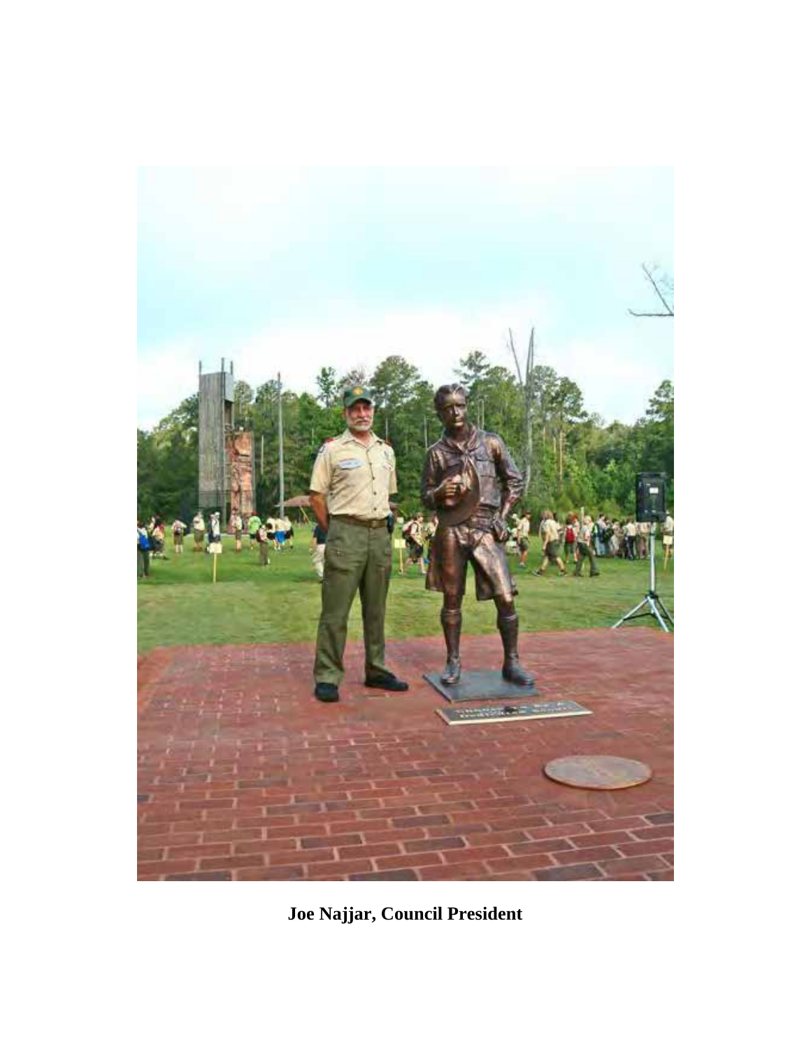**Joe Najjar, Council President**